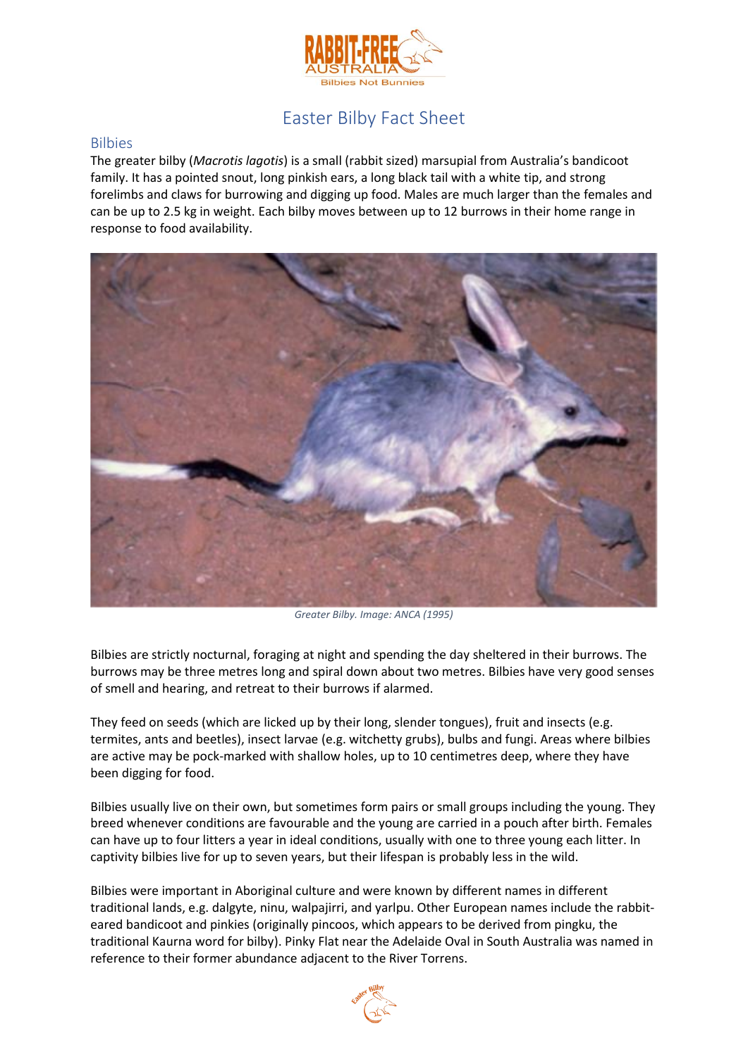# Easter Bilby Fact Sheet

## Bilbies

The greater bilby (*Macrotis lagotis*) is a small (rabbit sized) marsupial from Australia's bandicoot family. It has a pointed snout, long pinkish ears, a long black tail with a white tip, and strong forelimbs and claws for burrowing and digging up food. Males are much larger than the females and can be up to 2.5 kg in weight. Each bilby moves between up to 12 burrows in their home range in response to food availability.

*Greater Bilby. Image: ANCA (1995)*

Bilbies are strictly nocturnal, foraging at night and spending the day sheltered in their burrows. The burrows may be three metres long and spiral down about two metres. Bilbies have very good senses of smell and hearing, and retreat to their burrows if alarmed.

They feed on seeds (which are licked up by their long, slender tongues), fruit and insects (e.g. termites, ants and beetles), insect larvae (e.g. witchetty grubs), bulbs and fungi. Areas where bilbies are active may be pock-marked with shallow holes, up to 10 centimetres deep, where they have been digging for food.

Bilbies usually live on their own, but sometimes form pairs or small groups including the young. They breed whenever conditions are favourable and the young are carried in a pouch after birth. Females can have up to four litters a year in ideal conditions, usually with one to three young each litter. In captivity bilbies live for up to seven years, but their lifespan is probably less in the wild.

Bilbies were important in Aboriginal culture and were known by different names in different traditional lands, e.g. dalgyte, ninu, walpajirri, and yarlpu. Other European names include the rabbit-eared bandicoot and pinkies (originally pincoos, which appears to be derived from pingku, the traditional Kaurna word for bilby). Pinky Flat near the Adelaide Oval in South Australia was named in reference to their former abundance adjacent to the River Torrens.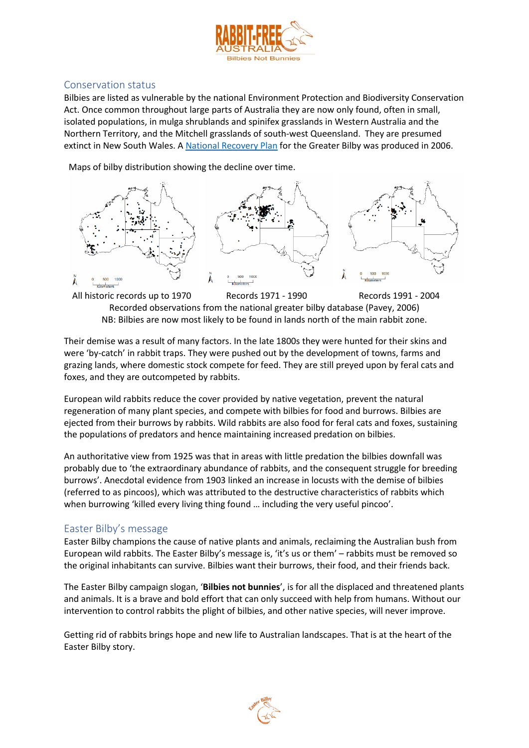## Conservation status

Bilbies are listed as vulnerable by the national Environment Protection and Biodiversity Conservation Act. Once common throughout large parts of Australia they are now only found, often in small, isolated populations, in mulga shrublands and spinifex grasslands in Western Australia and the Northern Territory, and the Mitchell grasslands of south-west Queensland. They are presumed extinct in New South Wales. A [National Recovery Plan]() for the Greater Bilby was produced in 2006.

Maps of bilby distribution showing the decline over time.

All historic records up to 1970 | Records 1971 - 1990 | Records 1991 - 2004

Recorded observations from the national greater bilby database (Pavey, 2006)

NB: Bilbies are now most likely to be found in lands north of the main rabbit zone.

Their demise was a result of many factors. In the late 1800s they were hunted for their skins and were 'by-catch' in rabbit traps. They were pushed out by the development of towns, farms and grazing lands, where domestic stock compete for feed. They are still preyed upon by feral cats and foxes, and they are outcompeted by rabbits.

European wild rabbits reduce the cover provided by native vegetation, prevent the natural regeneration of many plant species, and compete with bilbies for food and burrows. Bilbies are ejected from their burrows by rabbits. Wild rabbits are also food for feral cats and foxes, sustaining the populations of predators and hence maintaining increased predation on bilbies.

An authoritative view from 1925 was that in areas with little predation the bilbies downfall was probably due to 'the extraordinary abundance of rabbits, and the consequent struggle for breeding burrows'. Anecdotal evidence from 1903 linked an increase in locusts with the demise of bilbies (referred to as pincoos), which was attributed to the destructive characteristics of rabbits which when burrowing 'killed every living thing found … including the very useful pincoo'.

## Easter Bilby's message

Easter Bilby champions the cause of native plants and animals, reclaiming the Australian bush from European wild rabbits. The Easter Bilby's message is, 'it's us or them' – rabbits must be removed so the original inhabitants can survive. Bilbies want their burrows, their food, and their friends back.

The Easter Bilby campaign slogan, '**Bilbies not bunnies**', is for all the displaced and threatened plants and animals. It is a brave and bold effort that can only succeed with help from humans. Without our intervention to control rabbits the plight of bilbies, and other native species, will never improve.

Getting rid of rabbits brings hope and new life to Australian landscapes. That is at the heart of the Easter Bilby story.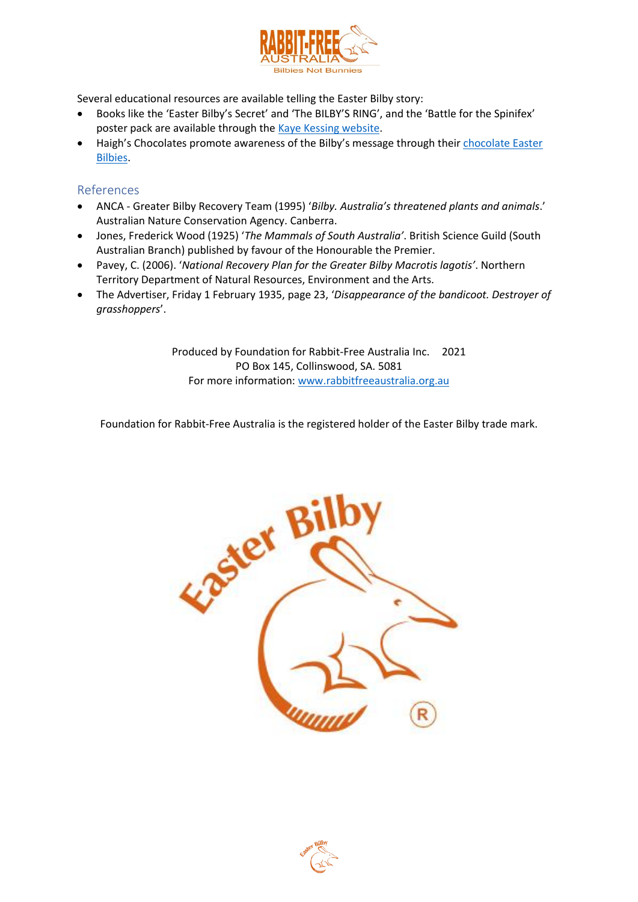Several educational resources are available telling the Easter Bilby story:

- Books like the 'Easter Bilby's Secret' and 'The BILBY'S RING', and the 'Battle for the Spinifex' poster pack are available through the [Kaye Kessing website](#).
- Haigh's Chocolates promote awareness of the Bilby's message through their [chocolate Easter Bilbies](#).

## References

- ANCA - Greater Bilby Recovery Team (1995) '*Bilby. Australia's threatened plants and animals*.' Australian Nature Conservation Agency. Canberra.
- Jones, Frederick Wood (1925) '*The Mammals of South Australia'*. British Science Guild (South Australian Branch) published by favour of the Honourable the Premier.
- Pavey, C. (2006). '*National Recovery Plan for the Greater Bilby Macrotis lagotis'*. Northern Territory Department of Natural Resources, Environment and the Arts.
- The Advertiser, Friday 1 February 1935, page 23, '*Disappearance of the bandicoot. Destroyer of grasshoppers*'.

Produced by Foundation for Rabbit-Free Australia Inc. 2021
PO Box 145, Collinswood, SA. 5081
For more information: [www.rabbitfreeaustralia.org.au](http://www.rabbitfreeaustralia.org.au)

Foundation for Rabbit-Free Australia is the registered holder of the Easter Bilby trade mark.